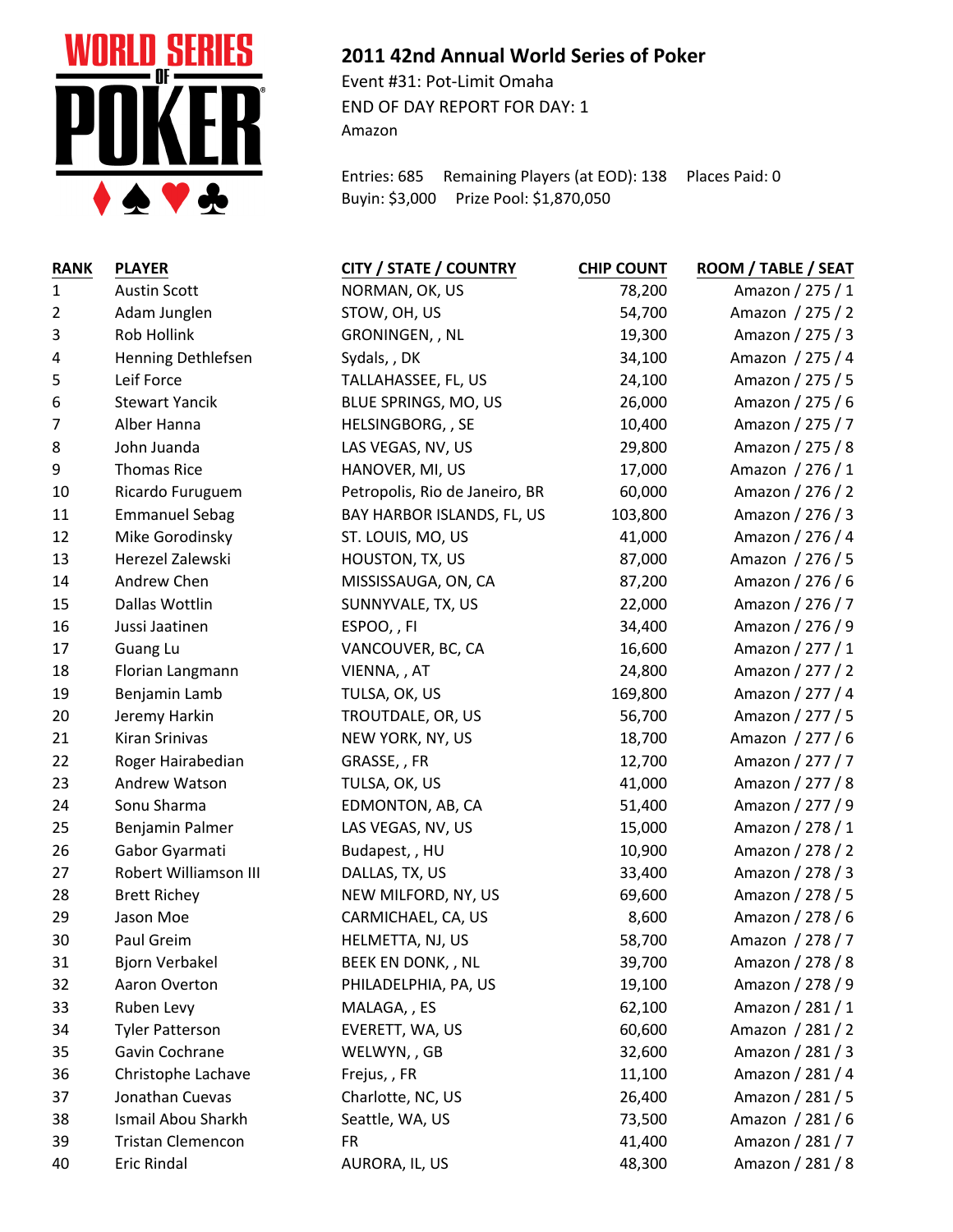## 2011 42nd Annual World Series of Poker

Event #31: Pot-Limit Omaha
END OF DAY REPORT FOR DAY: 1
Amazon

Entries: 685 Remaining Players (at EOD): 138 Places Paid: 0
Buyin: $3,000 Prize Pool: $1,870,050

| RANK | PLAYER | CITY / STATE / COUNTRY | CHIP COUNT | ROOM / TABLE / SEAT |
|---|---|---|---|---|
| 1 | Austin Scott | NORMAN, OK, US | 78,200 | Amazon / 275 / 1 |
| 2 | Adam Junglen | STOW, OH, US | 54,700 | Amazon / 275 / 2 |
| 3 | Rob Hollink | GRONINGEN, , NL | 19,300 | Amazon / 275 / 3 |
| 4 | Henning Dethlefsen | Sydals, , DK | 34,100 | Amazon / 275 / 4 |
| 5 | Leif Force | TALLAHASSEE, FL, US | 24,100 | Amazon / 275 / 5 |
| 6 | Stewart Yancik | BLUE SPRINGS, MO, US | 26,000 | Amazon / 275 / 6 |
| 7 | Alber Hanna | HELSINGBORG, , SE | 10,400 | Amazon / 275 / 7 |
| 8 | John Juanda | LAS VEGAS, NV, US | 29,800 | Amazon / 275 / 8 |
| 9 | Thomas Rice | HANOVER, MI, US | 17,000 | Amazon / 276 / 1 |
| 10 | Ricardo Furuguem | Petropolis, Rio de Janeiro, BR | 60,000 | Amazon / 276 / 2 |
| 11 | Emmanuel Sebag | BAY HARBOR ISLANDS, FL, US | 103,800 | Amazon / 276 / 3 |
| 12 | Mike Gorodinsky | ST. LOUIS, MO, US | 41,000 | Amazon / 276 / 4 |
| 13 | Herezel Zalewski | HOUSTON, TX, US | 87,000 | Amazon / 276 / 5 |
| 14 | Andrew Chen | MISSISSAUGA, ON, CA | 87,200 | Amazon / 276 / 6 |
| 15 | Dallas Wottlin | SUNNYVALE, TX, US | 22,000 | Amazon / 276 / 7 |
| 16 | Jussi Jaatinen | ESPOO, , FI | 34,400 | Amazon / 276 / 9 |
| 17 | Guang Lu | VANCOUVER, BC, CA | 16,600 | Amazon / 277 / 1 |
| 18 | Florian Langmann | VIENNA, , AT | 24,800 | Amazon / 277 / 2 |
| 19 | Benjamin Lamb | TULSA, OK, US | 169,800 | Amazon / 277 / 4 |
| 20 | Jeremy Harkin | TROUTDALE, OR, US | 56,700 | Amazon / 277 / 5 |
| 21 | Kiran Srinivas | NEW YORK, NY, US | 18,700 | Amazon / 277 / 6 |
| 22 | Roger Hairabedian | GRASSE, , FR | 12,700 | Amazon / 277 / 7 |
| 23 | Andrew Watson | TULSA, OK, US | 41,000 | Amazon / 277 / 8 |
| 24 | Sonu Sharma | EDMONTON, AB, CA | 51,400 | Amazon / 277 / 9 |
| 25 | Benjamin Palmer | LAS VEGAS, NV, US | 15,000 | Amazon / 278 / 1 |
| 26 | Gabor Gyarmati | Budapest, , HU | 10,900 | Amazon / 278 / 2 |
| 27 | Robert Williamson III | DALLAS, TX, US | 33,400 | Amazon / 278 / 3 |
| 28 | Brett Richey | NEW MILFORD, NY, US | 69,600 | Amazon / 278 / 5 |
| 29 | Jason Moe | CARMICHAEL, CA, US | 8,600 | Amazon / 278 / 6 |
| 30 | Paul Greim | HELMETTA, NJ, US | 58,700 | Amazon / 278 / 7 |
| 31 | Bjorn Verbakel | BEEK EN DONK, , NL | 39,700 | Amazon / 278 / 8 |
| 32 | Aaron Overton | PHILADELPHIA, PA, US | 19,100 | Amazon / 278 / 9 |
| 33 | Ruben Levy | MALAGA, , ES | 62,100 | Amazon / 281 / 1 |
| 34 | Tyler Patterson | EVERETT, WA, US | 60,600 | Amazon / 281 / 2 |
| 35 | Gavin Cochrane | WELWYN, , GB | 32,600 | Amazon / 281 / 3 |
| 36 | Christophe Lachave | Frejus, , FR | 11,100 | Amazon / 281 / 4 |
| 37 | Jonathan Cuevas | Charlotte, NC, US | 26,400 | Amazon / 281 / 5 |
| 38 | Ismail Abou Sharkh | Seattle, WA, US | 73,500 | Amazon / 281 / 6 |
| 39 | Tristan Clemencon | FR | 41,400 | Amazon / 281 / 7 |
| 40 | Eric Rindal | AURORA, IL, US | 48,300 | Amazon / 281 / 8 |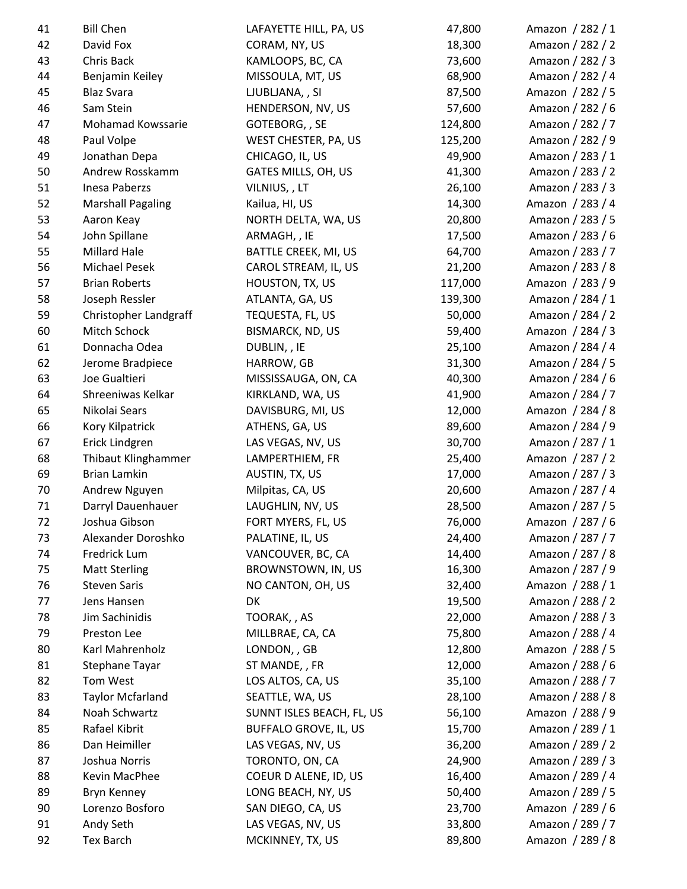| | | | | |
|---|---|---|---|---|
| 41 | Bill Chen | LAFAYETTE HILL, PA, US | 47,800 | Amazon / 282 / 1 |
| 42 | David Fox | CORAM, NY, US | 18,300 | Amazon / 282 / 2 |
| 43 | Chris Back | KAMLOOPS, BC, CA | 73,600 | Amazon / 282 / 3 |
| 44 | Benjamin Keiley | MISSOULA, MT, US | 68,900 | Amazon / 282 / 4 |
| 45 | Blaz Svara | LJUBLJANA, , SI | 87,500 | Amazon / 282 / 5 |
| 46 | Sam Stein | HENDERSON, NV, US | 57,600 | Amazon / 282 / 6 |
| 47 | Mohamad Kowssarie | GOTEBORG, , SE | 124,800 | Amazon / 282 / 7 |
| 48 | Paul Volpe | WEST CHESTER, PA, US | 125,200 | Amazon / 282 / 9 |
| 49 | Jonathan Depa | CHICAGO, IL, US | 49,900 | Amazon / 283 / 1 |
| 50 | Andrew Rosskamm | GATES MILLS, OH, US | 41,300 | Amazon / 283 / 2 |
| 51 | Inesa Paberzs | VILNIUS, , LT | 26,100 | Amazon / 283 / 3 |
| 52 | Marshall Pagaling | Kailua, HI, US | 14,300 | Amazon / 283 / 4 |
| 53 | Aaron Keay | NORTH DELTA, WA, US | 20,800 | Amazon / 283 / 5 |
| 54 | John Spillane | ARMAGH, , IE | 17,500 | Amazon / 283 / 6 |
| 55 | Millard Hale | BATTLE CREEK, MI, US | 64,700 | Amazon / 283 / 7 |
| 56 | Michael Pesek | CAROL STREAM, IL, US | 21,200 | Amazon / 283 / 8 |
| 57 | Brian Roberts | HOUSTON, TX, US | 117,000 | Amazon / 283 / 9 |
| 58 | Joseph Ressler | ATLANTA, GA, US | 139,300 | Amazon / 284 / 1 |
| 59 | Christopher Landgraff | TEQUESTA, FL, US | 50,000 | Amazon / 284 / 2 |
| 60 | Mitch Schock | BISMARCK, ND, US | 59,400 | Amazon / 284 / 3 |
| 61 | Donnacha Odea | DUBLIN, , IE | 25,100 | Amazon / 284 / 4 |
| 62 | Jerome Bradpiece | HARROW, GB | 31,300 | Amazon / 284 / 5 |
| 63 | Joe Gualtieri | MISSISSAUGA, ON, CA | 40,300 | Amazon / 284 / 6 |
| 64 | Shreeniwas Kelkar | KIRKLAND, WA, US | 41,900 | Amazon / 284 / 7 |
| 65 | Nikolai Sears | DAVISBURG, MI, US | 12,000 | Amazon / 284 / 8 |
| 66 | Kory Kilpatrick | ATHENS, GA, US | 89,600 | Amazon / 284 / 9 |
| 67 | Erick Lindgren | LAS VEGAS, NV, US | 30,700 | Amazon / 287 / 1 |
| 68 | Thibaut Klinghammer | LAMPERTHIEM, FR | 25,400 | Amazon / 287 / 2 |
| 69 | Brian Lamkin | AUSTIN, TX, US | 17,000 | Amazon / 287 / 3 |
| 70 | Andrew Nguyen | Milpitas, CA, US | 20,600 | Amazon / 287 / 4 |
| 71 | Darryl Dauenhauer | LAUGHLIN, NV, US | 28,500 | Amazon / 287 / 5 |
| 72 | Joshua Gibson | FORT MYERS, FL, US | 76,000 | Amazon / 287 / 6 |
| 73 | Alexander Doroshko | PALATINE, IL, US | 24,400 | Amazon / 287 / 7 |
| 74 | Fredrick Lum | VANCOUVER, BC, CA | 14,400 | Amazon / 287 / 8 |
| 75 | Matt Sterling | BROWNSTOWN, IN, US | 16,300 | Amazon / 287 / 9 |
| 76 | Steven Saris | NO CANTON, OH, US | 32,400 | Amazon / 288 / 1 |
| 77 | Jens Hansen | DK | 19,500 | Amazon / 288 / 2 |
| 78 | Jim Sachinidis | TOORAK, , AS | 22,000 | Amazon / 288 / 3 |
| 79 | Preston Lee | MILLBRAE, CA, CA | 75,800 | Amazon / 288 / 4 |
| 80 | Karl Mahrenholz | LONDON, , GB | 12,800 | Amazon / 288 / 5 |
| 81 | Stephane Tayar | ST MANDE, , FR | 12,000 | Amazon / 288 / 6 |
| 82 | Tom West | LOS ALTOS, CA, US | 35,100 | Amazon / 288 / 7 |
| 83 | Taylor Mcfarland | SEATTLE, WA, US | 28,100 | Amazon / 288 / 8 |
| 84 | Noah Schwartz | SUNNT ISLES BEACH, FL, US | 56,100 | Amazon / 288 / 9 |
| 85 | Rafael Kibrit | BUFFALO GROVE, IL, US | 15,700 | Amazon / 289 / 1 |
| 86 | Dan Heimiller | LAS VEGAS, NV, US | 36,200 | Amazon / 289 / 2 |
| 87 | Joshua Norris | TORONTO, ON, CA | 24,900 | Amazon / 289 / 3 |
| 88 | Kevin MacPhee | COEUR D ALENE, ID, US | 16,400 | Amazon / 289 / 4 |
| 89 | Bryn Kenney | LONG BEACH, NY, US | 50,400 | Amazon / 289 / 5 |
| 90 | Lorenzo Bosforo | SAN DIEGO, CA, US | 23,700 | Amazon / 289 / 6 |
| 91 | Andy Seth | LAS VEGAS, NV, US | 33,800 | Amazon / 289 / 7 |
| 92 | Tex Barch | MCKINNEY, TX, US | 89,800 | Amazon / 289 / 8 |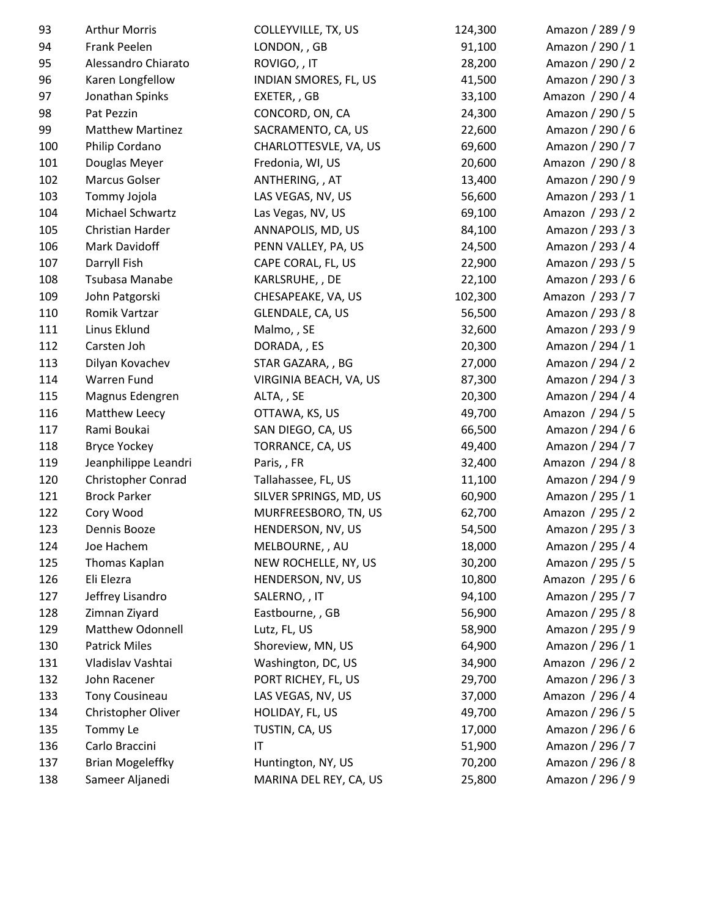| | | | | |
|---|---|---|---|---|
| 93 | Arthur Morris | COLLEYVILLE, TX, US | 124,300 | Amazon / 289 / 9 |
| 94 | Frank Peelen | LONDON, , GB | 91,100 | Amazon / 290 / 1 |
| 95 | Alessandro Chiarato | ROVIGO, , IT | 28,200 | Amazon / 290 / 2 |
| 96 | Karen Longfellow | INDIAN SMORES, FL, US | 41,500 | Amazon / 290 / 3 |
| 97 | Jonathan Spinks | EXETER, , GB | 33,100 | Amazon / 290 / 4 |
| 98 | Pat Pezzin | CONCORD, ON, CA | 24,300 | Amazon / 290 / 5 |
| 99 | Matthew Martinez | SACRAMENTO, CA, US | 22,600 | Amazon / 290 / 6 |
| 100 | Philip Cordano | CHARLOTTESVLE, VA, US | 69,600 | Amazon / 290 / 7 |
| 101 | Douglas Meyer | Fredonia, WI, US | 20,600 | Amazon / 290 / 8 |
| 102 | Marcus Golser | ANTHERING, , AT | 13,400 | Amazon / 290 / 9 |
| 103 | Tommy Jojola | LAS VEGAS, NV, US | 56,600 | Amazon / 293 / 1 |
| 104 | Michael Schwartz | Las Vegas, NV, US | 69,100 | Amazon / 293 / 2 |
| 105 | Christian Harder | ANNAPOLIS, MD, US | 84,100 | Amazon / 293 / 3 |
| 106 | Mark Davidoff | PENN VALLEY, PA, US | 24,500 | Amazon / 293 / 4 |
| 107 | Darryll Fish | CAPE CORAL, FL, US | 22,900 | Amazon / 293 / 5 |
| 108 | Tsubasa Manabe | KARLSRUHE, , DE | 22,100 | Amazon / 293 / 6 |
| 109 | John Patgorski | CHESAPEAKE, VA, US | 102,300 | Amazon / 293 / 7 |
| 110 | Romik Vartzar | GLENDALE, CA, US | 56,500 | Amazon / 293 / 8 |
| 111 | Linus Eklund | Malmo, , SE | 32,600 | Amazon / 293 / 9 |
| 112 | Carsten Joh | DORADA, , ES | 20,300 | Amazon / 294 / 1 |
| 113 | Dilyan Kovachev | STAR GAZARA, , BG | 27,000 | Amazon / 294 / 2 |
| 114 | Warren Fund | VIRGINIA BEACH, VA, US | 87,300 | Amazon / 294 / 3 |
| 115 | Magnus Edengren | ALTA, , SE | 20,300 | Amazon / 294 / 4 |
| 116 | Matthew Leecy | OTTAWA, KS, US | 49,700 | Amazon / 294 / 5 |
| 117 | Rami Boukai | SAN DIEGO, CA, US | 66,500 | Amazon / 294 / 6 |
| 118 | Bryce Yockey | TORRANCE, CA, US | 49,400 | Amazon / 294 / 7 |
| 119 | Jeanphilippe Leandri | Paris, , FR | 32,400 | Amazon / 294 / 8 |
| 120 | Christopher Conrad | Tallahassee, FL, US | 11,100 | Amazon / 294 / 9 |
| 121 | Brock Parker | SILVER SPRINGS, MD, US | 60,900 | Amazon / 295 / 1 |
| 122 | Cory Wood | MURFREESBORO, TN, US | 62,700 | Amazon / 295 / 2 |
| 123 | Dennis Booze | HENDERSON, NV, US | 54,500 | Amazon / 295 / 3 |
| 124 | Joe Hachem | MELBOURNE, , AU | 18,000 | Amazon / 295 / 4 |
| 125 | Thomas Kaplan | NEW ROCHELLE, NY, US | 30,200 | Amazon / 295 / 5 |
| 126 | Eli Elezra | HENDERSON, NV, US | 10,800 | Amazon / 295 / 6 |
| 127 | Jeffrey Lisandro | SALERNO, , IT | 94,100 | Amazon / 295 / 7 |
| 128 | Zimnan Ziyard | Eastbourne, , GB | 56,900 | Amazon / 295 / 8 |
| 129 | Matthew Odonnell | Lutz, FL, US | 58,900 | Amazon / 295 / 9 |
| 130 | Patrick Miles | Shoreview, MN, US | 64,900 | Amazon / 296 / 1 |
| 131 | Vladislav Vashtai | Washington, DC, US | 34,900 | Amazon / 296 / 2 |
| 132 | John Racener | PORT RICHEY, FL, US | 29,700 | Amazon / 296 / 3 |
| 133 | Tony Cousineau | LAS VEGAS, NV, US | 37,000 | Amazon / 296 / 4 |
| 134 | Christopher Oliver | HOLIDAY, FL, US | 49,700 | Amazon / 296 / 5 |
| 135 | Tommy Le | TUSTIN, CA, US | 17,000 | Amazon / 296 / 6 |
| 136 | Carlo Braccini | IT | 51,900 | Amazon / 296 / 7 |
| 137 | Brian Mogeleffky | Huntington, NY, US | 70,200 | Amazon / 296 / 8 |
| 138 | Sameer Aljanedi | MARINA DEL REY, CA, US | 25,800 | Amazon / 296 / 9 |